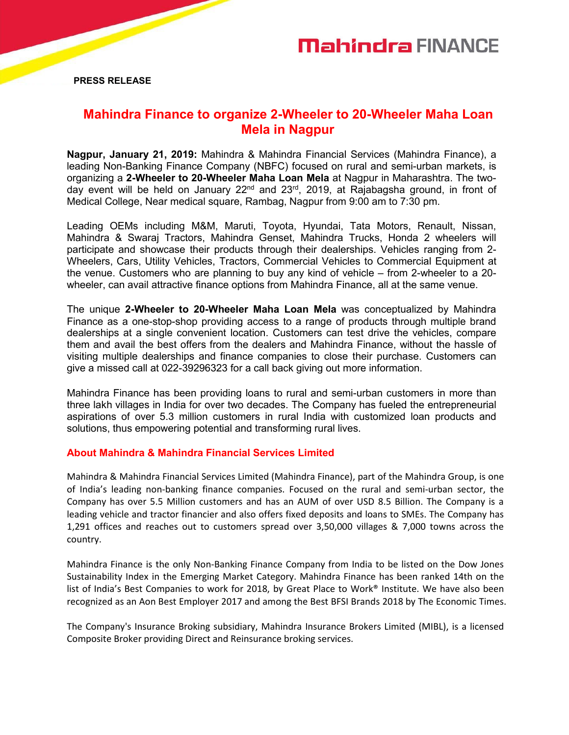**PRESS RELEASE**

# Mahindra Finance to organize 2-Wheeler to 20-Wheeler Maha Loan Mela in Nagpur

**Nagpur, January 21, 2019:** Mahindra & Mahindra Financial Services (Mahindra Finance), a leading Non-Banking Finance Company (NBFC) focused on rural and semi-urban markets, is organizing a **2-Wheeler to 20-Wheeler Maha Loan Mela** at Nagpur in Maharashtra. The two-day event will be held on January 22nd and 23rd, 2019, at Rajabagsha ground, in front of Medical College, Near medical square, Rambag, Nagpur from 9:00 am to 7:30 pm.

Leading OEMs including M&M, Maruti, Toyota, Hyundai, Tata Motors, Renault, Nissan, Mahindra & Swaraj Tractors, Mahindra Genset, Mahindra Trucks, Honda 2 wheelers will participate and showcase their products through their dealerships. Vehicles ranging from 2-Wheelers, Cars, Utility Vehicles, Tractors, Commercial Vehicles to Commercial Equipment at the venue. Customers who are planning to buy any kind of vehicle – from 2-wheeler to a 20-wheeler, can avail attractive finance options from Mahindra Finance, all at the same venue.

The unique **2-Wheeler to 20-Wheeler Maha Loan Mela** was conceptualized by Mahindra Finance as a one-stop-shop providing access to a range of products through multiple brand dealerships at a single convenient location. Customers can test drive the vehicles, compare them and avail the best offers from the dealers and Mahindra Finance, without the hassle of visiting multiple dealerships and finance companies to close their purchase. Customers can give a missed call at 022-39296323 for a call back giving out more information.

Mahindra Finance has been providing loans to rural and semi-urban customers in more than three lakh villages in India for over two decades. The Company has fueled the entrepreneurial aspirations of over 5.3 million customers in rural India with customized loan products and solutions, thus empowering potential and transforming rural lives.

## About Mahindra & Mahindra Financial Services Limited

Mahindra & Mahindra Financial Services Limited (Mahindra Finance), part of the Mahindra Group, is one of India's leading non-banking finance companies. Focused on the rural and semi-urban sector, the Company has over 5.5 Million customers and has an AUM of over USD 8.5 Billion. The Company is a leading vehicle and tractor financier and also offers fixed deposits and loans to SMEs. The Company has 1,291 offices and reaches out to customers spread over 3,50,000 villages & 7,000 towns across the country.

Mahindra Finance is the only Non-Banking Finance Company from India to be listed on the Dow Jones Sustainability Index in the Emerging Market Category. Mahindra Finance has been ranked 14th on the list of India's Best Companies to work for 2018, by Great Place to Work® Institute. We have also been recognized as an Aon Best Employer 2017 and among the Best BFSI Brands 2018 by The Economic Times.

The Company's Insurance Broking subsidiary, Mahindra Insurance Brokers Limited (MIBL), is a licensed Composite Broker providing Direct and Reinsurance broking services.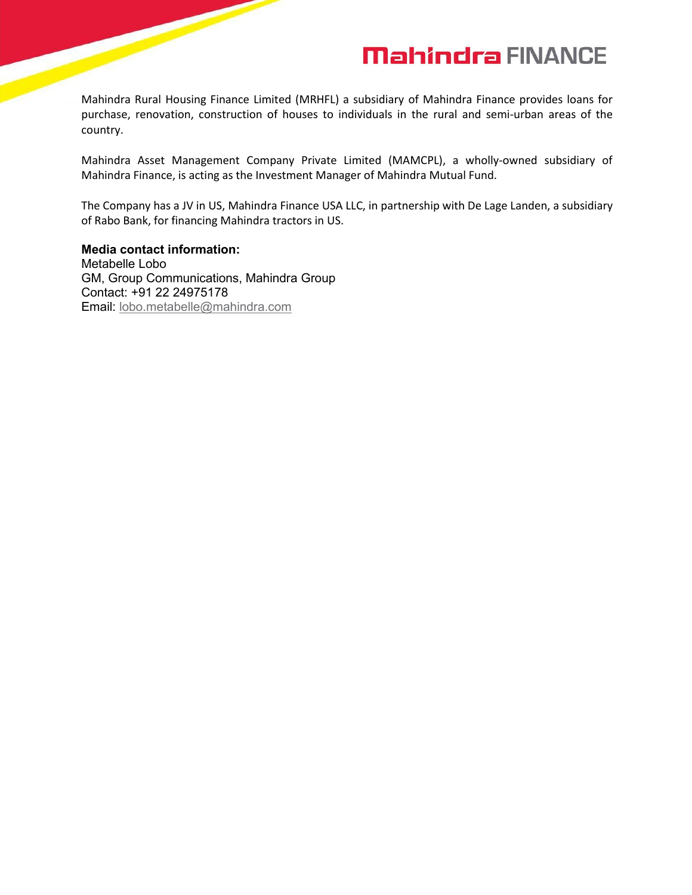Mahindra Rural Housing Finance Limited (MRHFL) a subsidiary of Mahindra Finance provides loans for purchase, renovation, construction of houses to individuals in the rural and semi-urban areas of the country.

Mahindra Asset Management Company Private Limited (MAMCPL), a wholly-owned subsidiary of Mahindra Finance, is acting as the Investment Manager of Mahindra Mutual Fund.

The Company has a JV in US, Mahindra Finance USA LLC, in partnership with De Lage Landen, a subsidiary of Rabo Bank, for financing Mahindra tractors in US.

**Media contact information:**
Metabelle Lobo
GM, Group Communications, Mahindra Group
Contact: +91 22 24975178
Email: lobo.metabelle@mahindra.com